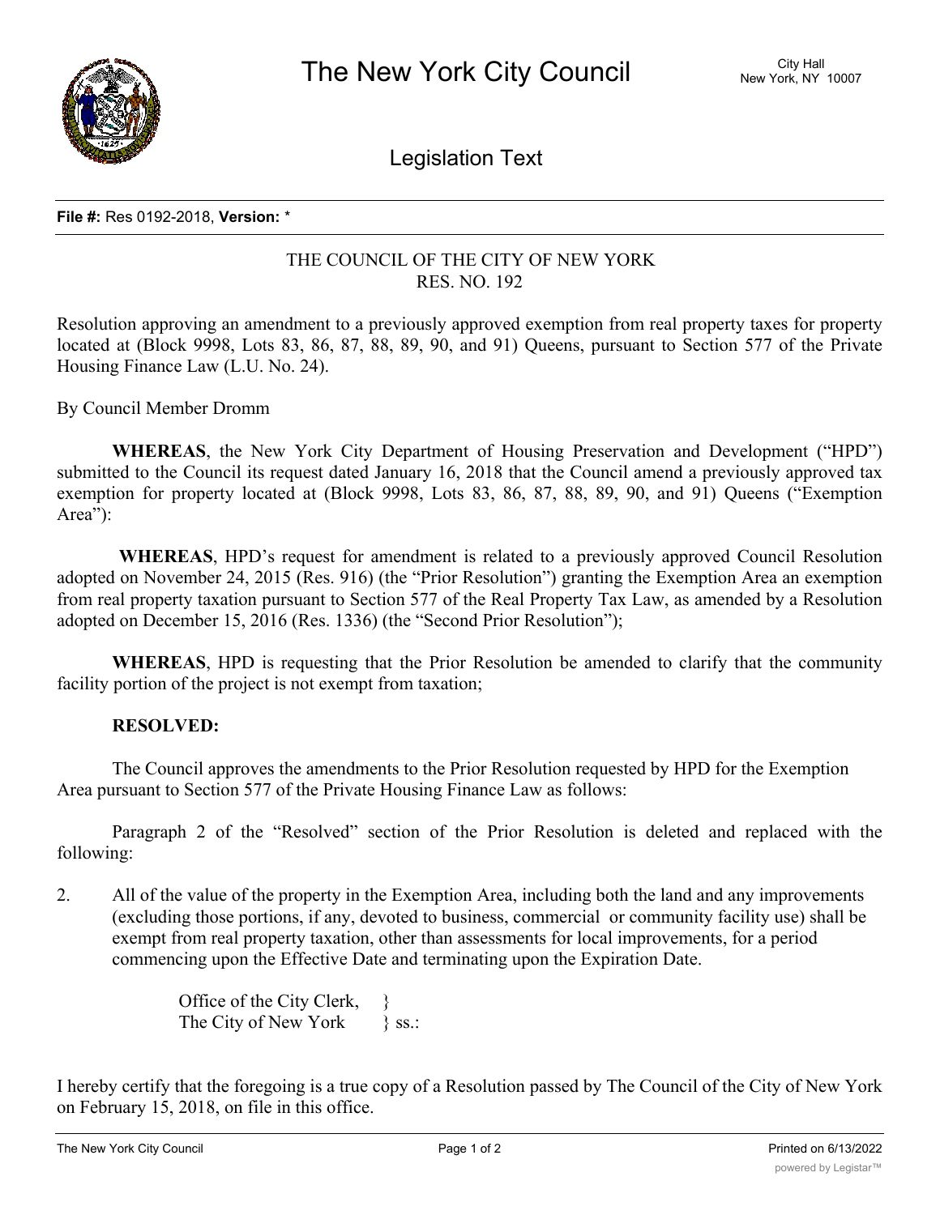# The New York City Council

City Hall
New York, NY 10007

## Legislation Text

**File #:** Res 0192-2018, **Version:** *

THE COUNCIL OF THE CITY OF NEW YORK
RES. NO. 192

Resolution approving an amendment to a previously approved exemption from real property taxes for property located at (Block 9998, Lots 83, 86, 87, 88, 89, 90, and 91) Queens, pursuant to Section 577 of the Private Housing Finance Law (L.U. No. 24).

By Council Member Dromm

**WHEREAS**, the New York City Department of Housing Preservation and Development ("HPD") submitted to the Council its request dated January 16, 2018 that the Council amend a previously approved tax exemption for property located at (Block 9998, Lots 83, 86, 87, 88, 89, 90, and 91) Queens ("Exemption Area"):

**WHEREAS**, HPD's request for amendment is related to a previously approved Council Resolution adopted on November 24, 2015 (Res. 916) (the "Prior Resolution") granting the Exemption Area an exemption from real property taxation pursuant to Section 577 of the Real Property Tax Law, as amended by a Resolution adopted on December 15, 2016 (Res. 1336) (the "Second Prior Resolution");

**WHEREAS**, HPD is requesting that the Prior Resolution be amended to clarify that the community facility portion of the project is not exempt from taxation;

**RESOLVED:**

The Council approves the amendments to the Prior Resolution requested by HPD for the Exemption Area pursuant to Section 577 of the Private Housing Finance Law as follows:

Paragraph 2 of the "Resolved" section of the Prior Resolution is deleted and replaced with the following:

2. All of the value of the property in the Exemption Area, including both the land and any improvements (excluding those portions, if any, devoted to business, commercial or community facility use) shall be exempt from real property taxation, other than assessments for local improvements, for a period commencing upon the Effective Date and terminating upon the Expiration Date.

Office of the City Clerk, }
The City of New York } ss.:

I hereby certify that the foregoing is a true copy of a Resolution passed by The Council of the City of New York on February 15, 2018, on file in this office.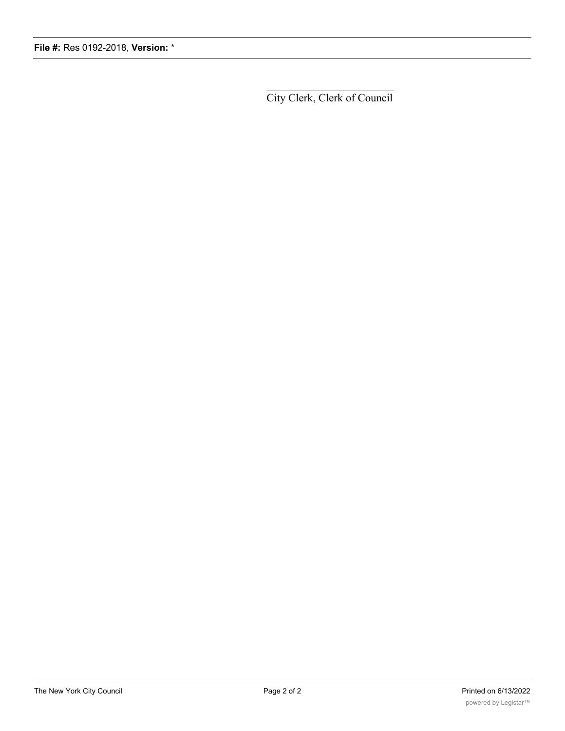\_\_\_\_\_\_\_\_\_\_\_\_\_\_\_\_\_\_\_\_\_\_\_\_\_\_

City Clerk, Clerk of Council

__________________________

City Clerk, Clerk of Council